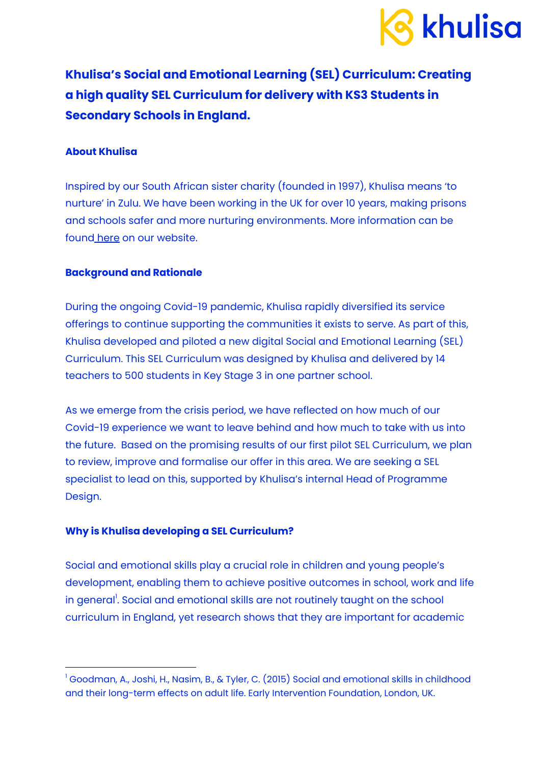# Khulisa's Social and Emotional Learning (SEL) Curriculum: Creating a high quality SEL Curriculum for delivery with KS3 Students in Secondary Schools in England.

## About Khulisa

Inspired by our South African sister charity (founded in 1997), Khulisa means 'to nurture' in Zulu. We have been working in the UK for over 10 years, making prisons and schools safer and more nurturing environments. More information can be found here on our website.

## Background and Rationale

During the ongoing Covid-19 pandemic, Khulisa rapidly diversified its service offerings to continue supporting the communities it exists to serve. As part of this, Khulisa developed and piloted a new digital Social and Emotional Learning (SEL) Curriculum. This SEL Curriculum was designed by Khulisa and delivered by 14 teachers to 500 students in Key Stage 3 in one partner school.

As we emerge from the crisis period, we have reflected on how much of our Covid-19 experience we want to leave behind and how much to take with us into the future. Based on the promising results of our first pilot SEL Curriculum, we plan to review, improve and formalise our offer in this area. We are seeking a SEL specialist to lead on this, supported by Khulisa's internal Head of Programme Design.

## Why is Khulisa developing a SEL Curriculum?

Social and emotional skills play a crucial role in children and young people's development, enabling them to achieve positive outcomes in school, work and life in general[1]. Social and emotional skills are not routinely taught on the school curriculum in England, yet research shows that they are important for academic

---

[1] Goodman, A., Joshi, H., Nasim, B., & Tyler, C. (2015) Social and emotional skills in childhood and their long-term effects on adult life. Early Intervention Foundation, London, UK.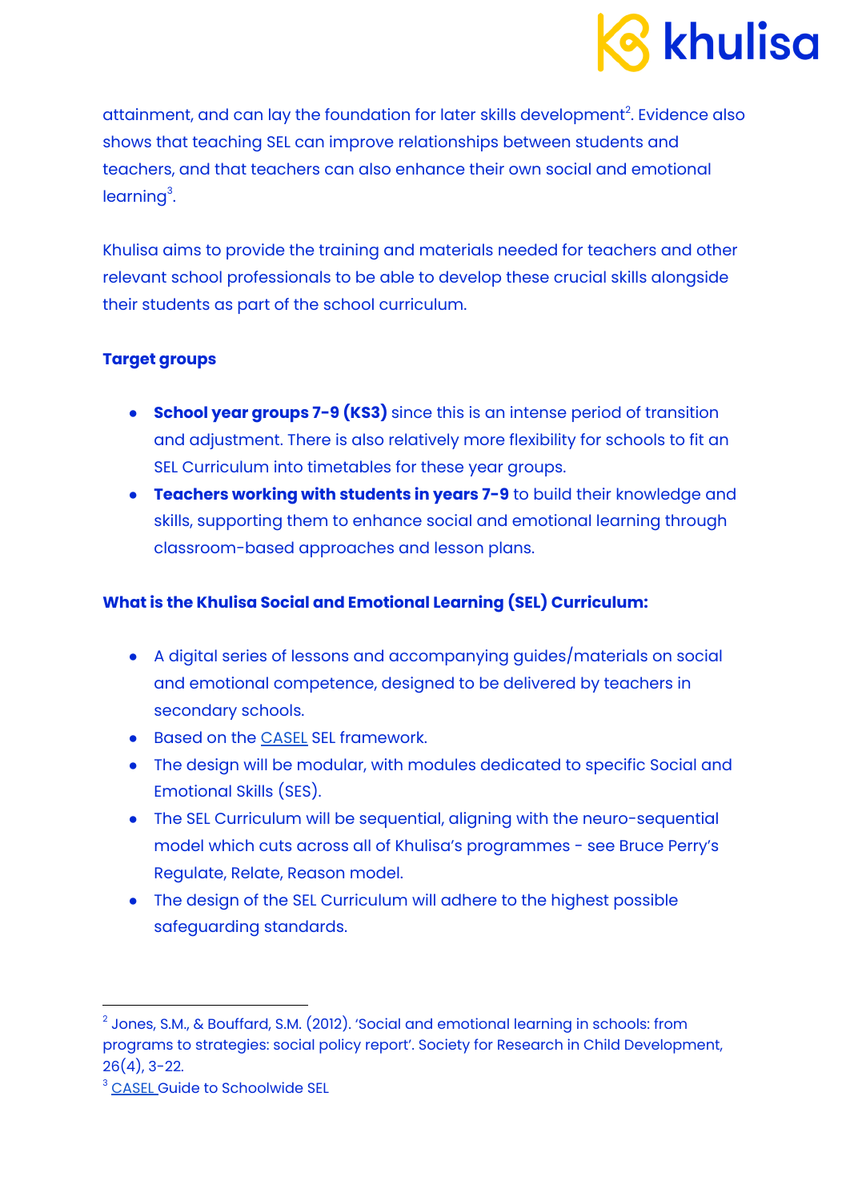attainment, and can lay the foundation for later skills development[2]. Evidence also shows that teaching SEL can improve relationships between students and teachers, and that teachers can also enhance their own social and emotional learning[3].

Khulisa aims to provide the training and materials needed for teachers and other relevant school professionals to be able to develop these crucial skills alongside their students as part of the school curriculum.

### Target groups

- **School year groups 7-9 (KS3)** since this is an intense period of transition and adjustment. There is also relatively more flexibility for schools to fit an SEL Curriculum into timetables for these year groups.
- **Teachers working with students in years 7-9** to build their knowledge and skills, supporting them to enhance social and emotional learning through classroom-based approaches and lesson plans.

### What is the Khulisa Social and Emotional Learning (SEL) Curriculum:

- A digital series of lessons and accompanying guides/materials on social and emotional competence, designed to be delivered by teachers in secondary schools.
- Based on the CASEL SEL framework.
- The design will be modular, with modules dedicated to specific Social and Emotional Skills (SES).
- The SEL Curriculum will be sequential, aligning with the neuro-sequential model which cuts across all of Khulisa's programmes - see Bruce Perry's Regulate, Relate, Reason model.
- The design of the SEL Curriculum will adhere to the highest possible safeguarding standards.

---

[2] Jones, S.M., & Bouffard, S.M. (2012). 'Social and emotional learning in schools: from programs to strategies: social policy report'. Society for Research in Child Development, 26(4), 3-22.

[3] CASEL Guide to Schoolwide SEL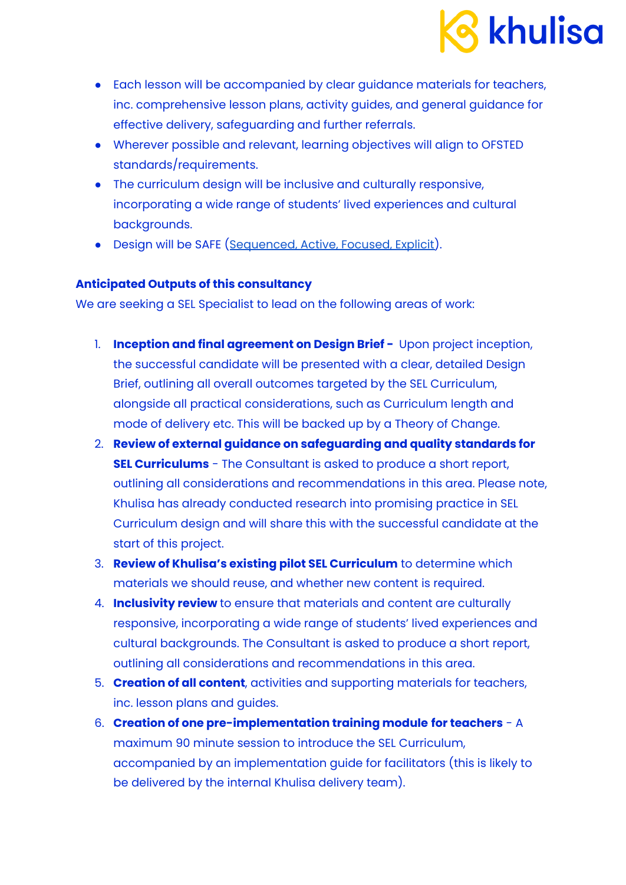- Each lesson will be accompanied by clear guidance materials for teachers, inc. comprehensive lesson plans, activity guides, and general guidance for effective delivery, safeguarding and further referrals.
- Wherever possible and relevant, learning objectives will align to OFSTED standards/requirements.
- The curriculum design will be inclusive and culturally responsive, incorporating a wide range of students' lived experiences and cultural backgrounds.
- Design will be SAFE (Sequenced, Active, Focused, Explicit).

**Anticipated Outputs of this consultancy**

We are seeking a SEL Specialist to lead on the following areas of work:

1. **Inception and final agreement on Design Brief -** Upon project inception, the successful candidate will be presented with a clear, detailed Design Brief, outlining all overall outcomes targeted by the SEL Curriculum, alongside all practical considerations, such as Curriculum length and mode of delivery etc. This will be backed up by a Theory of Change.
2. **Review of external guidance on safeguarding and quality standards for SEL Curriculums** - The Consultant is asked to produce a short report, outlining all considerations and recommendations in this area. Please note, Khulisa has already conducted research into promising practice in SEL Curriculum design and will share this with the successful candidate at the start of this project.
3. **Review of Khulisa's existing pilot SEL Curriculum** to determine which materials we should reuse, and whether new content is required.
4. **Inclusivity review** to ensure that materials and content are culturally responsive, incorporating a wide range of students' lived experiences and cultural backgrounds. The Consultant is asked to produce a short report, outlining all considerations and recommendations in this area.
5. **Creation of all content**, activities and supporting materials for teachers, inc. lesson plans and guides.
6. **Creation of one pre-implementation training module for teachers** - A maximum 90 minute session to introduce the SEL Curriculum, accompanied by an implementation guide for facilitators (this is likely to be delivered by the internal Khulisa delivery team).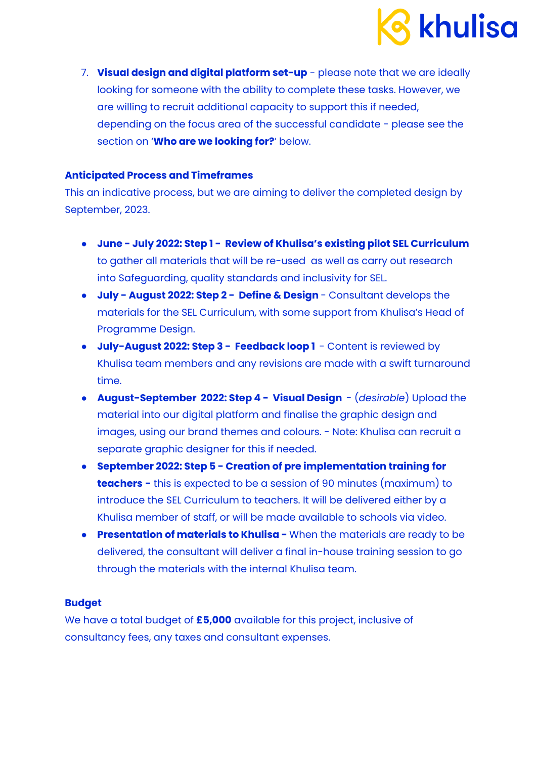7. **Visual design and digital platform set-up** - please note that we are ideally looking for someone with the ability to complete these tasks. However, we are willing to recruit additional capacity to support this if needed, depending on the focus area of the successful candidate - please see the section on '**Who are we looking for?**' below.

**Anticipated Process and Timeframes**

This an indicative process, but we are aiming to deliver the completed design by September, 2023.

- **June - July 2022: Step 1 - Review of Khulisa's existing pilot SEL Curriculum** to gather all materials that will be re-used as well as carry out research into Safeguarding, quality standards and inclusivity for SEL.
- **July - August 2022: Step 2 - Define & Design** - Consultant develops the materials for the SEL Curriculum, with some support from Khulisa's Head of Programme Design.
- **July-August 2022: Step 3 - Feedback loop 1** - Content is reviewed by Khulisa team members and any revisions are made with a swift turnaround time.
- **August-September 2022: Step 4 - Visual Design** - (*desirable*) Upload the material into our digital platform and finalise the graphic design and images, using our brand themes and colours. - Note: Khulisa can recruit a separate graphic designer for this if needed.
- **September 2022: Step 5 - Creation of pre implementation training for teachers -** this is expected to be a session of 90 minutes (maximum) to introduce the SEL Curriculum to teachers. It will be delivered either by a Khulisa member of staff, or will be made available to schools via video.
- **Presentation of materials to Khulisa -** When the materials are ready to be delivered, the consultant will deliver a final in-house training session to go through the materials with the internal Khulisa team.

**Budget**

We have a total budget of **£5,000** available for this project, inclusive of consultancy fees, any taxes and consultant expenses.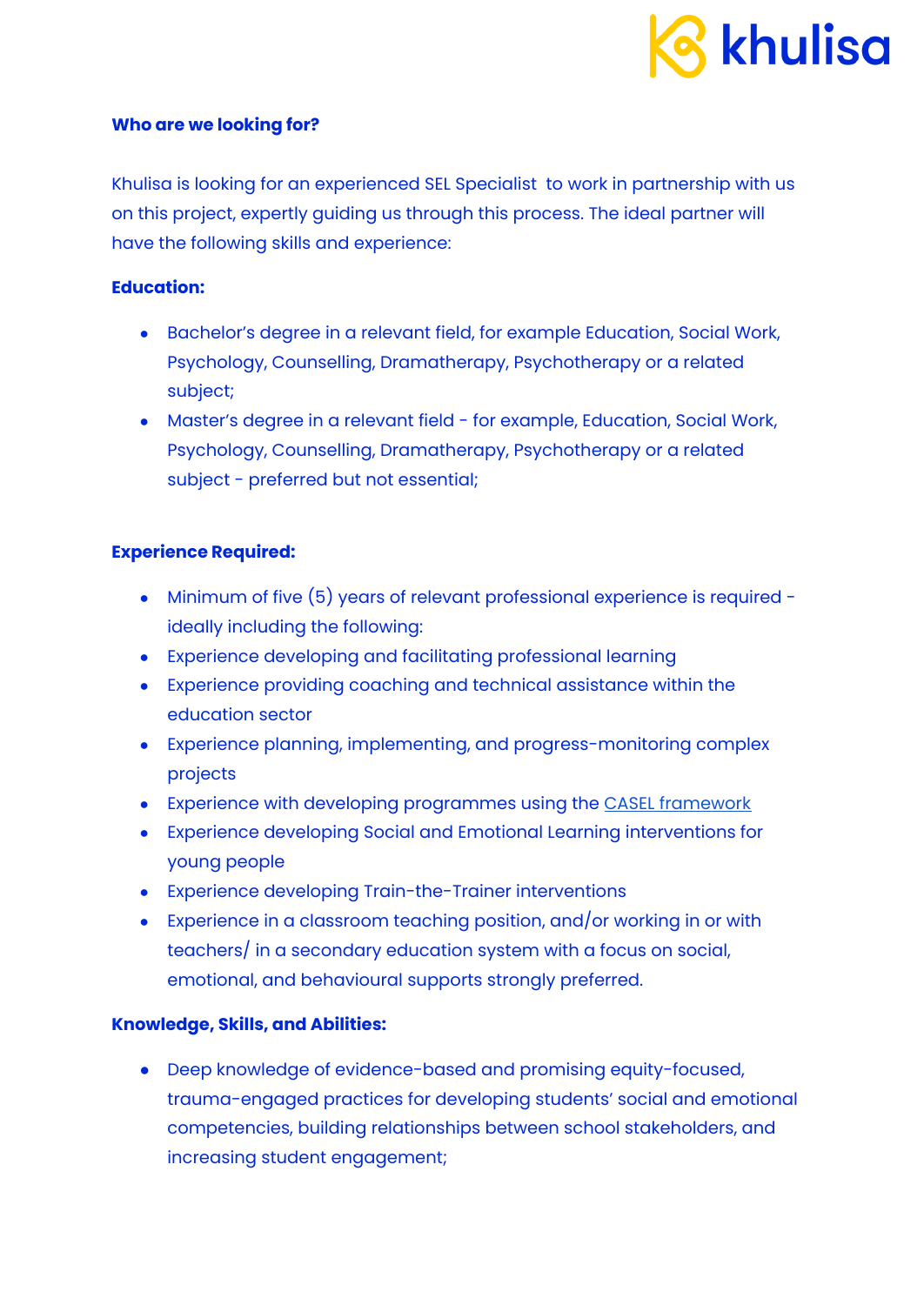**Who are we looking for?**

Khulisa is looking for an experienced SEL Specialist to work in partnership with us on this project, expertly guiding us through this process. The ideal partner will have the following skills and experience:

**Education:**

- Bachelor's degree in a relevant field, for example Education, Social Work, Psychology, Counselling, Dramatherapy, Psychotherapy or a related subject;
- Master's degree in a relevant field - for example, Education, Social Work, Psychology, Counselling, Dramatherapy, Psychotherapy or a related subject - preferred but not essential;

**Experience Required:**

- Minimum of five (5) years of relevant professional experience is required - ideally including the following:
- Experience developing and facilitating professional learning
- Experience providing coaching and technical assistance within the education sector
- Experience planning, implementing, and progress-monitoring complex projects
- Experience with developing programmes using the CASEL framework
- Experience developing Social and Emotional Learning interventions for young people
- Experience developing Train-the-Trainer interventions
- Experience in a classroom teaching position, and/or working in or with teachers/ in a secondary education system with a focus on social, emotional, and behavioural supports strongly preferred.

**Knowledge, Skills, and Abilities:**

- Deep knowledge of evidence-based and promising equity-focused, trauma-engaged practices for developing students' social and emotional competencies, building relationships between school stakeholders, and increasing student engagement;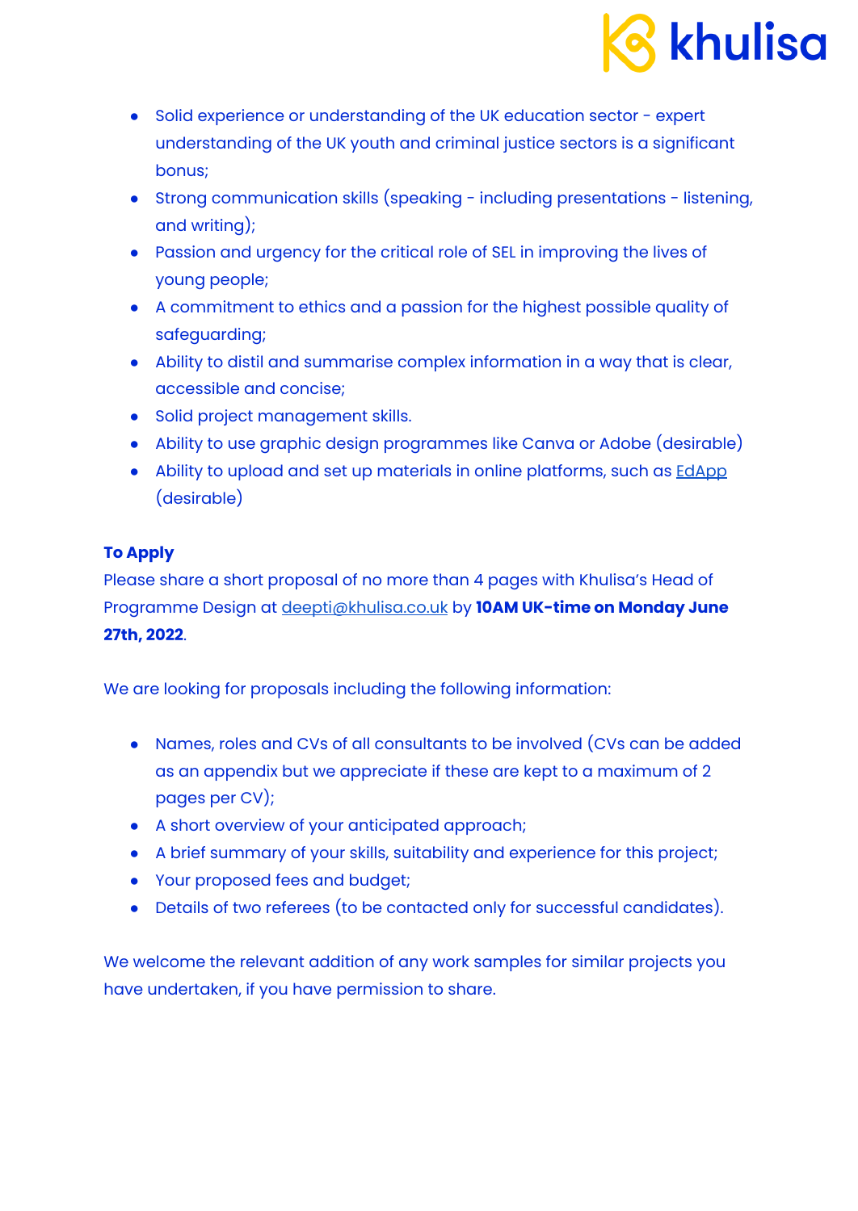- Solid experience or understanding of the UK education sector - expert understanding of the UK youth and criminal justice sectors is a significant bonus;
- Strong communication skills (speaking - including presentations - listening, and writing);
- Passion and urgency for the critical role of SEL in improving the lives of young people;
- A commitment to ethics and a passion for the highest possible quality of safeguarding;
- Ability to distil and summarise complex information in a way that is clear, accessible and concise;
- Solid project management skills.
- Ability to use graphic design programmes like Canva or Adobe (desirable)
- Ability to upload and set up materials in online platforms, such as EdApp (desirable)

**To Apply**

Please share a short proposal of no more than 4 pages with Khulisa's Head of Programme Design at deepti@khulisa.co.uk by **10AM UK-time on Monday June 27th, 2022**.

We are looking for proposals including the following information:

- Names, roles and CVs of all consultants to be involved (CVs can be added as an appendix but we appreciate if these are kept to a maximum of 2 pages per CV);
- A short overview of your anticipated approach;
- A brief summary of your skills, suitability and experience for this project;
- Your proposed fees and budget;
- Details of two referees (to be contacted only for successful candidates).

We welcome the relevant addition of any work samples for similar projects you have undertaken, if you have permission to share.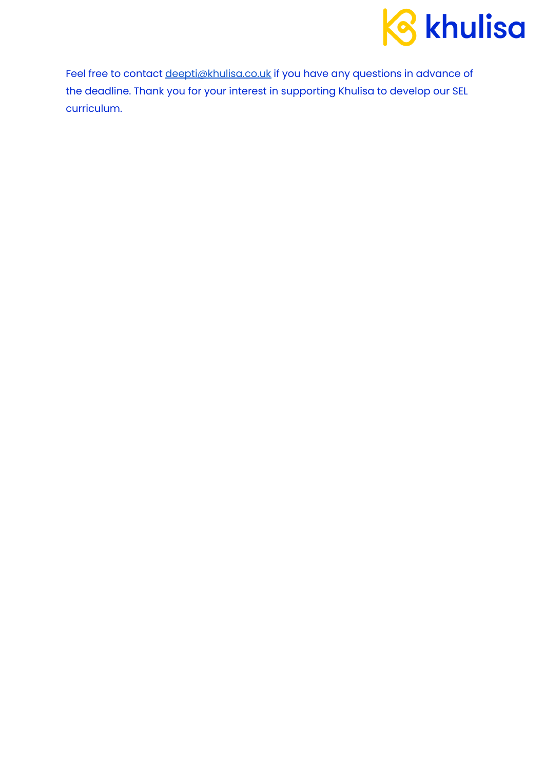Feel free to contact deepti@khulisa.co.uk if you have any questions in advance of the deadline. Thank you for your interest in supporting Khulisa to develop our SEL curriculum.